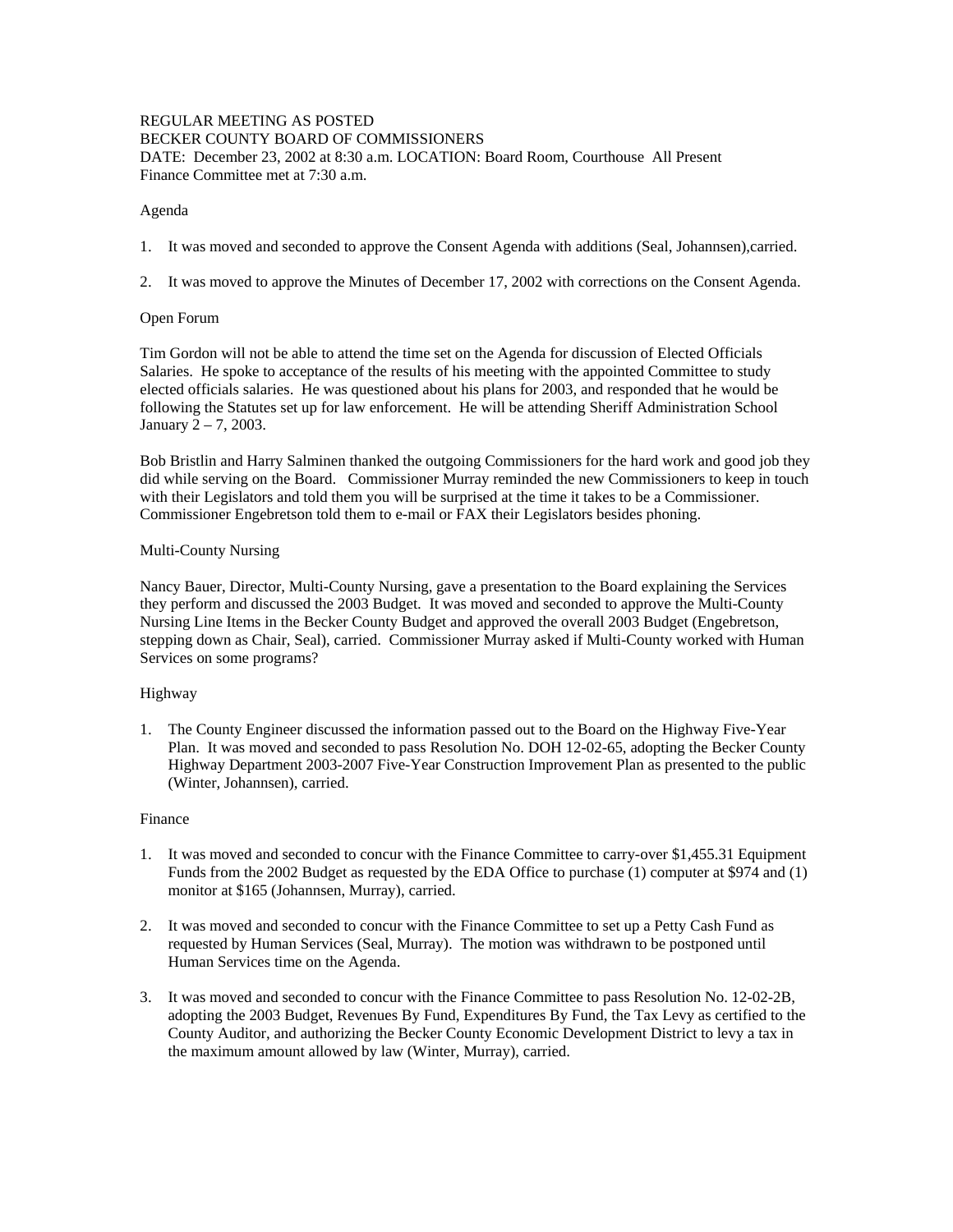REGULAR MEETING AS POSTED
BECKER COUNTY BOARD OF COMMISSIONERS
DATE: December 23, 2002 at 8:30 a.m. LOCATION: Board Room, Courthouse All Present
Finance Committee met at 7:30 a.m.

Agenda

1. It was moved and seconded to approve the Consent Agenda with additions (Seal, Johannsen),carried.

2. It was moved to approve the Minutes of December 17, 2002 with corrections on the Consent Agenda.

Open Forum

Tim Gordon will not be able to attend the time set on the Agenda for discussion of Elected Officials Salaries. He spoke to acceptance of the results of his meeting with the appointed Committee to study elected officials salaries. He was questioned about his plans for 2003, and responded that he would be following the Statutes set up for law enforcement. He will be attending Sheriff Administration School January 2 – 7, 2003.

Bob Bristlin and Harry Salminen thanked the outgoing Commissioners for the hard work and good job they did while serving on the Board. Commissioner Murray reminded the new Commissioners to keep in touch with their Legislators and told them you will be surprised at the time it takes to be a Commissioner. Commissioner Engebretson told them to e-mail or FAX their Legislators besides phoning.

Multi-County Nursing

Nancy Bauer, Director, Multi-County Nursing, gave a presentation to the Board explaining the Services they perform and discussed the 2003 Budget. It was moved and seconded to approve the Multi-County Nursing Line Items in the Becker County Budget and approved the overall 2003 Budget (Engebretson, stepping down as Chair, Seal), carried. Commissioner Murray asked if Multi-County worked with Human Services on some programs?

Highway

1. The County Engineer discussed the information passed out to the Board on the Highway Five-Year Plan. It was moved and seconded to pass Resolution No. DOH 12-02-65, adopting the Becker County Highway Department 2003-2007 Five-Year Construction Improvement Plan as presented to the public (Winter, Johannsen), carried.

Finance

1. It was moved and seconded to concur with the Finance Committee to carry-over $1,455.31 Equipment Funds from the 2002 Budget as requested by the EDA Office to purchase (1) computer at $974 and (1) monitor at $165 (Johannsen, Murray), carried.

2. It was moved and seconded to concur with the Finance Committee to set up a Petty Cash Fund as requested by Human Services (Seal, Murray). The motion was withdrawn to be postponed until Human Services time on the Agenda.

3. It was moved and seconded to concur with the Finance Committee to pass Resolution No. 12-02-2B, adopting the 2003 Budget, Revenues By Fund, Expenditures By Fund, the Tax Levy as certified to the County Auditor, and authorizing the Becker County Economic Development District to levy a tax in the maximum amount allowed by law (Winter, Murray), carried.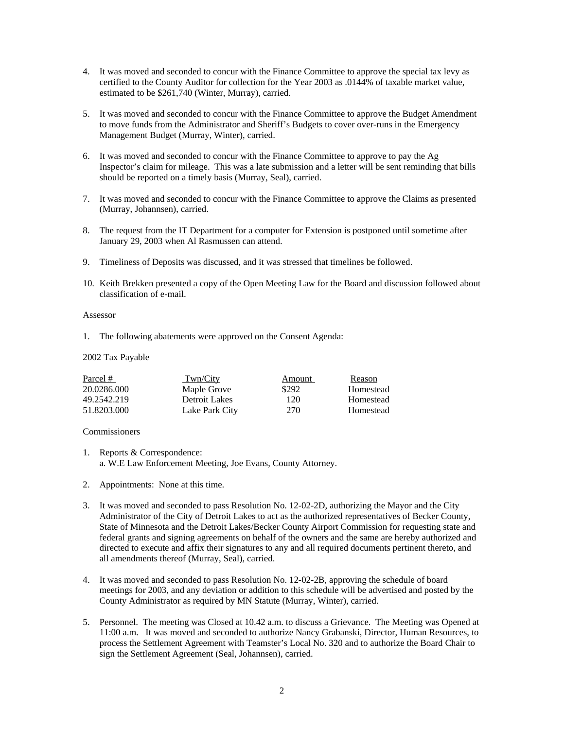4. It was moved and seconded to concur with the Finance Committee to approve the special tax levy as certified to the County Auditor for collection for the Year 2003 as .0144% of taxable market value, estimated to be $261,740 (Winter, Murray), carried.

5. It was moved and seconded to concur with the Finance Committee to approve the Budget Amendment to move funds from the Administrator and Sheriff's Budgets to cover over-runs in the Emergency Management Budget (Murray, Winter), carried.

6. It was moved and seconded to concur with the Finance Committee to approve to pay the Ag Inspector's claim for mileage. This was a late submission and a letter will be sent reminding that bills should be reported on a timely basis (Murray, Seal), carried.

7. It was moved and seconded to concur with the Finance Committee to approve the Claims as presented (Murray, Johannsen), carried.

8. The request from the IT Department for a computer for Extension is postponed until sometime after January 29, 2003 when Al Rasmussen can attend.

9. Timeliness of Deposits was discussed, and it was stressed that timelines be followed.

10. Keith Brekken presented a copy of the Open Meeting Law for the Board and discussion followed about classification of e-mail.

Assessor

1. The following abatements were approved on the Consent Agenda:

2002 Tax Payable

| Parcel # | Twn/City | Amount | Reason |
|---|---|---|---|
| 20.0286.000 | Maple Grove | $292 | Homestead |
| 49.2542.219 | Detroit Lakes | 120 | Homestead |
| 51.8203.000 | Lake Park City | 270 | Homestead |

Commissioners

1. Reports & Correspondence:
   a. W.E Law Enforcement Meeting, Joe Evans, County Attorney.

2. Appointments: None at this time.

3. It was moved and seconded to pass Resolution No. 12-02-2D, authorizing the Mayor and the City Administrator of the City of Detroit Lakes to act as the authorized representatives of Becker County, State of Minnesota and the Detroit Lakes/Becker County Airport Commission for requesting state and federal grants and signing agreements on behalf of the owners and the same are hereby authorized and directed to execute and affix their signatures to any and all required documents pertinent thereto, and all amendments thereof (Murray, Seal), carried.

4. It was moved and seconded to pass Resolution No. 12-02-2B, approving the schedule of board meetings for 2003, and any deviation or addition to this schedule will be advertised and posted by the County Administrator as required by MN Statute (Murray, Winter), carried.

5. Personnel. The meeting was Closed at 10.42 a.m. to discuss a Grievance. The Meeting was Opened at 11:00 a.m. It was moved and seconded to authorize Nancy Grabanski, Director, Human Resources, to process the Settlement Agreement with Teamster's Local No. 320 and to authorize the Board Chair to sign the Settlement Agreement (Seal, Johannsen), carried.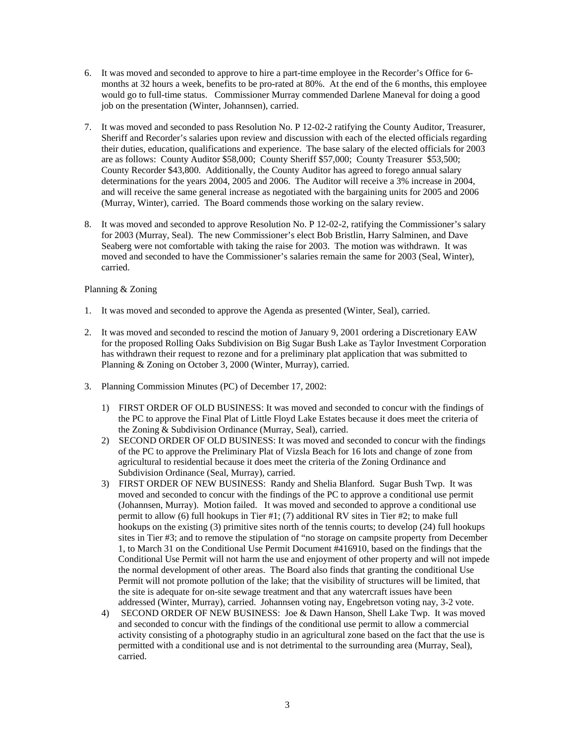6. It was moved and seconded to approve to hire a part-time employee in the Recorder's Office for 6-months at 32 hours a week, benefits to be pro-rated at 80%. At the end of the 6 months, this employee would go to full-time status. Commissioner Murray commended Darlene Maneval for doing a good job on the presentation (Winter, Johannsen), carried.

7. It was moved and seconded to pass Resolution No. P 12-02-2 ratifying the County Auditor, Treasurer, Sheriff and Recorder's salaries upon review and discussion with each of the elected officials regarding their duties, education, qualifications and experience. The base salary of the elected officials for 2003 are as follows: County Auditor $58,000; County Sheriff $57,000; County Treasurer $53,500; County Recorder $43,800. Additionally, the County Auditor has agreed to forego annual salary determinations for the years 2004, 2005 and 2006. The Auditor will receive a 3% increase in 2004, and will receive the same general increase as negotiated with the bargaining units for 2005 and 2006 (Murray, Winter), carried. The Board commends those working on the salary review.

8. It was moved and seconded to approve Resolution No. P 12-02-2, ratifying the Commissioner's salary for 2003 (Murray, Seal). The new Commissioner's elect Bob Bristlin, Harry Salminen, and Dave Seaberg were not comfortable with taking the raise for 2003. The motion was withdrawn. It was moved and seconded to have the Commissioner's salaries remain the same for 2003 (Seal, Winter), carried.

Planning & Zoning

1. It was moved and seconded to approve the Agenda as presented (Winter, Seal), carried.

2. It was moved and seconded to rescind the motion of January 9, 2001 ordering a Discretionary EAW for the proposed Rolling Oaks Subdivision on Big Sugar Bush Lake as Taylor Investment Corporation has withdrawn their request to rezone and for a preliminary plat application that was submitted to Planning & Zoning on October 3, 2000 (Winter, Murray), carried.

3. Planning Commission Minutes (PC) of December 17, 2002:

   1) FIRST ORDER OF OLD BUSINESS: It was moved and seconded to concur with the findings of the PC to approve the Final Plat of Little Floyd Lake Estates because it does meet the criteria of the Zoning & Subdivision Ordinance (Murray, Seal), carried.
   2) SECOND ORDER OF OLD BUSINESS: It was moved and seconded to concur with the findings of the PC to approve the Preliminary Plat of Vizsla Beach for 16 lots and change of zone from agricultural to residential because it does meet the criteria of the Zoning Ordinance and Subdivision Ordinance (Seal, Murray), carried.
   3) FIRST ORDER OF NEW BUSINESS: Randy and Shelia Blanford. Sugar Bush Twp. It was moved and seconded to concur with the findings of the PC to approve a conditional use permit (Johannsen, Murray). Motion failed. It was moved and seconded to approve a conditional use permit to allow (6) full hookups in Tier #1; (7) additional RV sites in Tier #2; to make full hookups on the existing (3) primitive sites north of the tennis courts; to develop (24) full hookups sites in Tier #3; and to remove the stipulation of "no storage on campsite property from December 1, to March 31 on the Conditional Use Permit Document #416910, based on the findings that the Conditional Use Permit will not harm the use and enjoyment of other property and will not impede the normal development of other areas. The Board also finds that granting the conditional Use Permit will not promote pollution of the lake; that the visibility of structures will be limited, that the site is adequate for on-site sewage treatment and that any watercraft issues have been addressed (Winter, Murray), carried. Johannsen voting nay, Engebretson voting nay, 3-2 vote.
   4) SECOND ORDER OF NEW BUSINESS: Joe & Dawn Hanson, Shell Lake Twp. It was moved and seconded to concur with the findings of the conditional use permit to allow a commercial activity consisting of a photography studio in an agricultural zone based on the fact that the use is permitted with a conditional use and is not detrimental to the surrounding area (Murray, Seal), carried.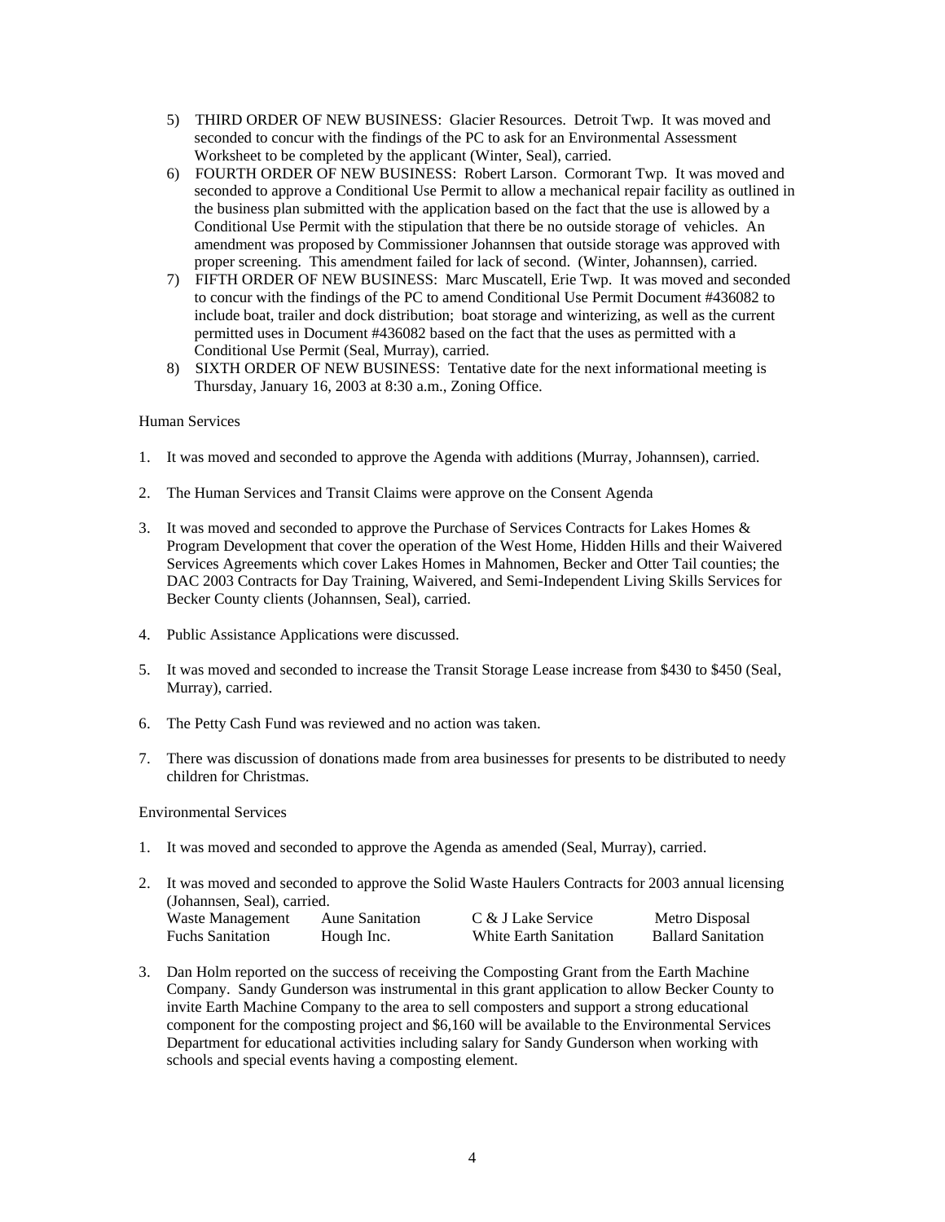5) THIRD ORDER OF NEW BUSINESS: Glacier Resources. Detroit Twp. It was moved and seconded to concur with the findings of the PC to ask for an Environmental Assessment Worksheet to be completed by the applicant (Winter, Seal), carried.
6) FOURTH ORDER OF NEW BUSINESS: Robert Larson. Cormorant Twp. It was moved and seconded to approve a Conditional Use Permit to allow a mechanical repair facility as outlined in the business plan submitted with the application based on the fact that the use is allowed by a Conditional Use Permit with the stipulation that there be no outside storage of vehicles. An amendment was proposed by Commissioner Johannsen that outside storage was approved with proper screening. This amendment failed for lack of second. (Winter, Johannsen), carried.
7) FIFTH ORDER OF NEW BUSINESS: Marc Muscatell, Erie Twp. It was moved and seconded to concur with the findings of the PC to amend Conditional Use Permit Document #436082 to include boat, trailer and dock distribution; boat storage and winterizing, as well as the current permitted uses in Document #436082 based on the fact that the uses as permitted with a Conditional Use Permit (Seal, Murray), carried.
8) SIXTH ORDER OF NEW BUSINESS: Tentative date for the next informational meeting is Thursday, January 16, 2003 at 8:30 a.m., Zoning Office.

Human Services

1. It was moved and seconded to approve the Agenda with additions (Murray, Johannsen), carried.

2. The Human Services and Transit Claims were approve on the Consent Agenda

3. It was moved and seconded to approve the Purchase of Services Contracts for Lakes Homes & Program Development that cover the operation of the West Home, Hidden Hills and their Waivered Services Agreements which cover Lakes Homes in Mahnomen, Becker and Otter Tail counties; the DAC 2003 Contracts for Day Training, Waivered, and Semi-Independent Living Skills Services for Becker County clients (Johannsen, Seal), carried.

4. Public Assistance Applications were discussed.

5. It was moved and seconded to increase the Transit Storage Lease increase from $430 to $450 (Seal, Murray), carried.

6. The Petty Cash Fund was reviewed and no action was taken.

7. There was discussion of donations made from area businesses for presents to be distributed to needy children for Christmas.

Environmental Services

1. It was moved and seconded to approve the Agenda as amended (Seal, Murray), carried.

2. It was moved and seconded to approve the Solid Waste Haulers Contracts for 2003 annual licensing (Johannsen, Seal), carried.

| | | | |
|---|---|---|---|
| Waste Management | Aune Sanitation | C & J Lake Service | Metro Disposal |
| Fuchs Sanitation | Hough Inc. | White Earth Sanitation | Ballard Sanitation |

3. Dan Holm reported on the success of receiving the Composting Grant from the Earth Machine Company. Sandy Gunderson was instrumental in this grant application to allow Becker County to invite Earth Machine Company to the area to sell composters and support a strong educational component for the composting project and $6,160 will be available to the Environmental Services Department for educational activities including salary for Sandy Gunderson when working with schools and special events having a composting element.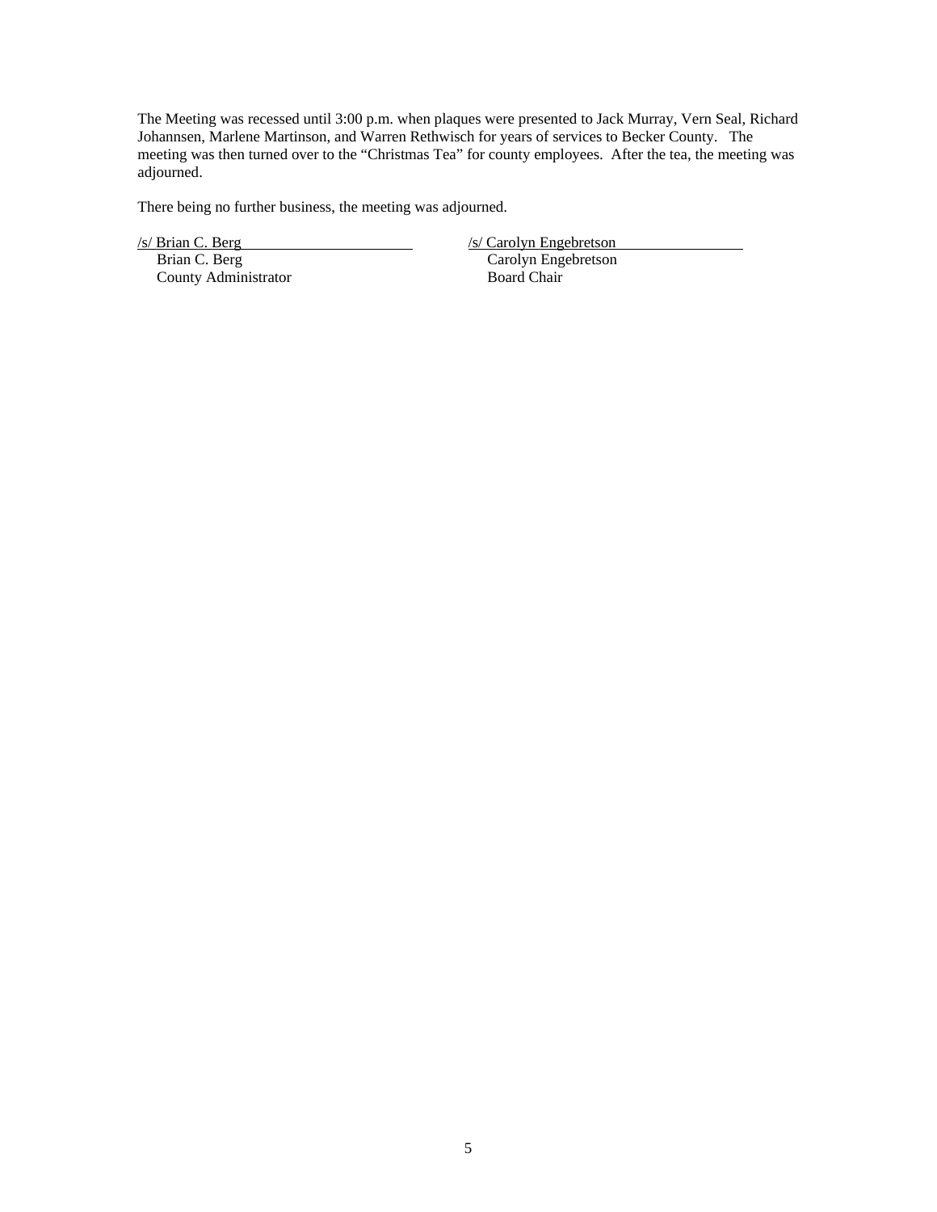The Meeting was recessed until 3:00 p.m. when plaques were presented to Jack Murray, Vern Seal, Richard Johannsen, Marlene Martinson, and Warren Rethwisch for years of services to Becker County. The meeting was then turned over to the "Christmas Tea" for county employees. After the tea, the meeting was adjourned.

There being no further business, the meeting was adjourned.

/s/ Brian C. Berg
Brian C. Berg
County Administrator

/s/ Carolyn Engebretson
Carolyn Engebretson
Board Chair